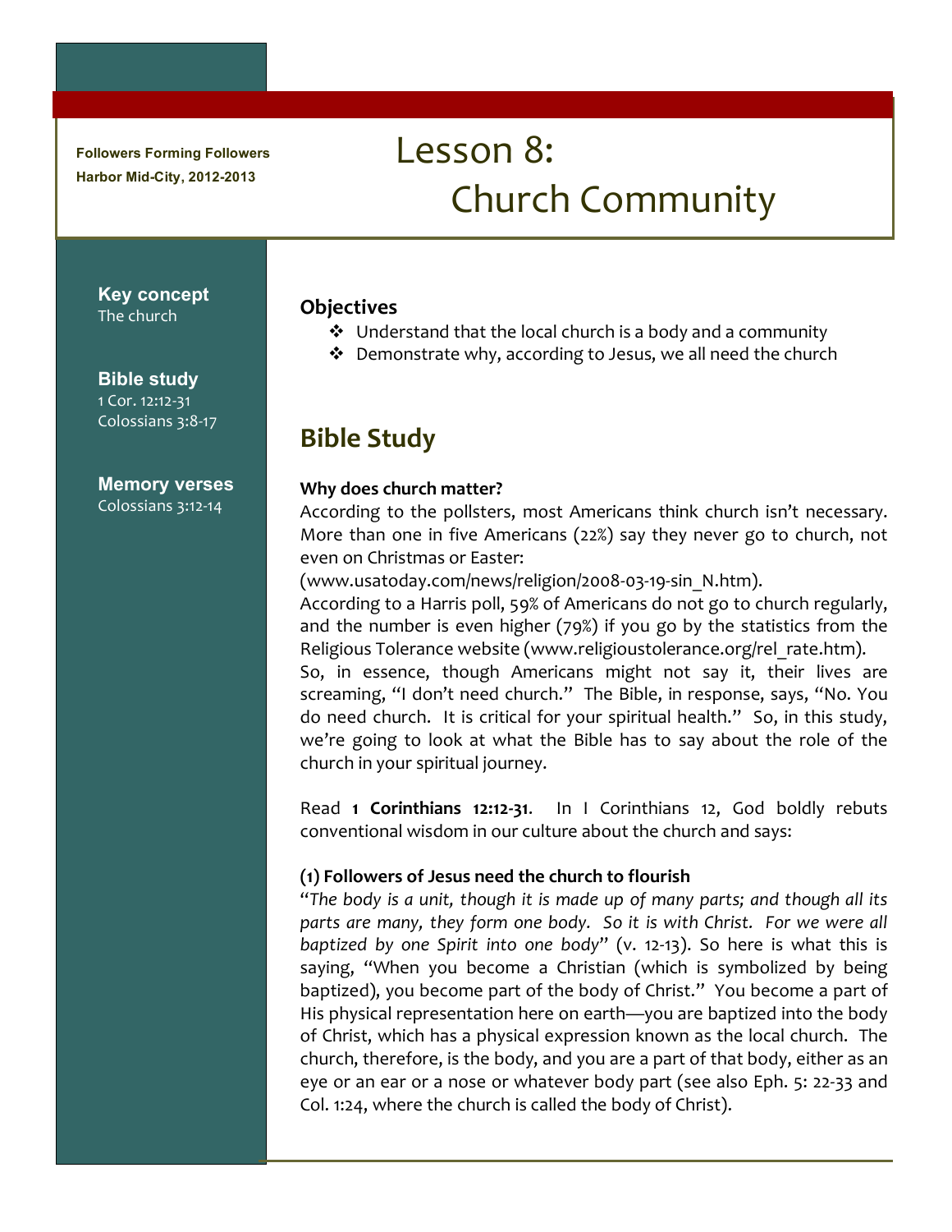**Followers Forming Followers**
**Harbor Mid-City, 2012-2013**

# Lesson 8: Church Community

**Key concept**
The church

**Bible study**
1 Cor. 12:12-31
Colossians 3:8-17

**Memory verses**
Colossians 3:12-14

### Objectives

- Understand that the local church is a body and a community
- Demonstrate why, according to Jesus, we all need the church

## Bible Study

**Why does church matter?**

According to the pollsters, most Americans think church isn't necessary. More than one in five Americans (22%) say they never go to church, not even on Christmas or Easter: (www.usatoday.com/news/religion/2008-03-19-sin_N.htm).

According to a Harris poll, 59% of Americans do not go to church regularly, and the number is even higher (79%) if you go by the statistics from the Religious Tolerance website (www.religioustolerance.org/rel_rate.htm).

So, in essence, though Americans might not say it, their lives are screaming, "I don't need church." The Bible, in response, says, "No. You do need church. It is critical for your spiritual health." So, in this study, we're going to look at what the Bible has to say about the role of the church in your spiritual journey.

Read **1 Corinthians 12:12-31**. In I Corinthians 12, God boldly rebuts conventional wisdom in our culture about the church and says:

**(1) Followers of Jesus need the church to flourish**

"*The body is a unit, though it is made up of many parts; and though all its parts are many, they form one body. So it is with Christ. For we were all baptized by one Spirit into one body*" (v. 12-13). So here is what this is saying, "When you become a Christian (which is symbolized by being baptized), you become part of the body of Christ." You become a part of His physical representation here on earth—you are baptized into the body of Christ, which has a physical expression known as the local church. The church, therefore, is the body, and you are a part of that body, either as an eye or an ear or a nose or whatever body part (see also Eph. 5: 22-33 and Col. 1:24, where the church is called the body of Christ).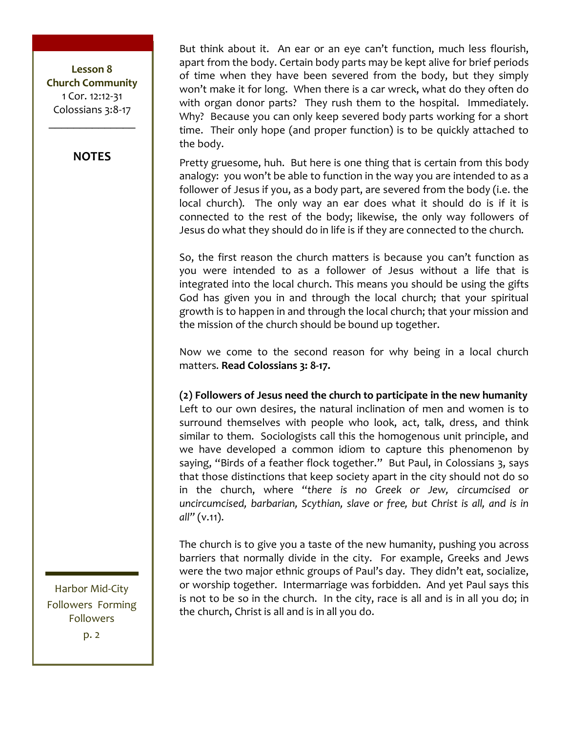But think about it. An ear or an eye can't function, much less flourish, apart from the body. Certain body parts may be kept alive for brief periods of time when they have been severed from the body, but they simply won't make it for long. When there is a car wreck, what do they often do with organ donor parts? They rush them to the hospital. Immediately. Why? Because you can only keep severed body parts working for a short time. Their only hope (and proper function) is to be quickly attached to the body.

Pretty gruesome, huh. But here is one thing that is certain from this body analogy: you won't be able to function in the way you are intended to as a follower of Jesus if you, as a body part, are severed from the body (i.e. the local church). The only way an ear does what it should do is if it is connected to the rest of the body; likewise, the only way followers of Jesus do what they should do in life is if they are connected to the church.

So, the first reason the church matters is because you can't function as you were intended to as a follower of Jesus without a life that is integrated into the local church. This means you should be using the gifts God has given you in and through the local church; that your spiritual growth is to happen in and through the local church; that your mission and the mission of the church should be bound up together.

Now we come to the second reason for why being in a local church matters. **Read Colossians 3: 8-17.**

**(2) Followers of Jesus need the church to participate in the new humanity**
Left to our own desires, the natural inclination of men and women is to surround themselves with people who look, act, talk, dress, and think similar to them. Sociologists call this the homogenous unit principle, and we have developed a common idiom to capture this phenomenon by saying, "Birds of a feather flock together." But Paul, in Colossians 3, says that those distinctions that keep society apart in the city should not do so in the church, where "*there is no Greek or Jew, circumcised or uncircumcised, barbarian, Scythian, slave or free, but Christ is all, and is in all*" (v.11).

The church is to give you a taste of the new humanity, pushing you across barriers that normally divide in the city. For example, Greeks and Jews were the two major ethnic groups of Paul's day. They didn't eat, socialize, or worship together. Intermarriage was forbidden. And yet Paul says this is not to be so in the church. In the city, race is all and is in all you do; in the church, Christ is all and is in all you do.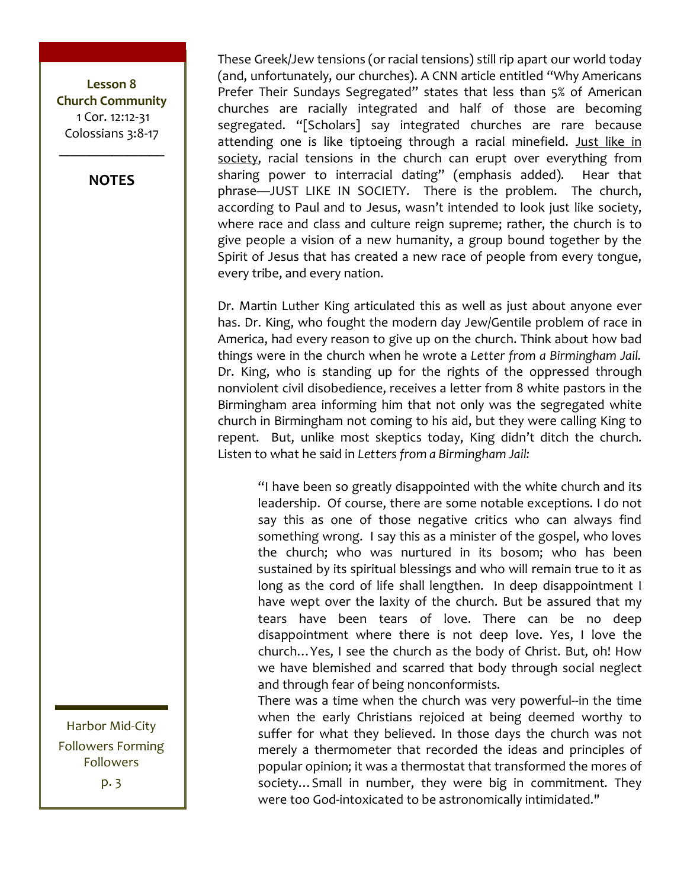These Greek/Jew tensions (or racial tensions) still rip apart our world today (and, unfortunately, our churches). A CNN article entitled "Why Americans Prefer Their Sundays Segregated" states that less than 5% of American churches are racially integrated and half of those are becoming segregated. "[Scholars] say integrated churches are rare because attending one is like tiptoeing through a racial minefield. Just like in society, racial tensions in the church can erupt over everything from sharing power to interracial dating" (emphasis added). Hear that phrase—JUST LIKE IN SOCIETY. There is the problem. The church, according to Paul and to Jesus, wasn't intended to look just like society, where race and class and culture reign supreme; rather, the church is to give people a vision of a new humanity, a group bound together by the Spirit of Jesus that has created a new race of people from every tongue, every tribe, and every nation.

Dr. Martin Luther King articulated this as well as just about anyone ever has. Dr. King, who fought the modern day Jew/Gentile problem of race in America, had every reason to give up on the church. Think about how bad things were in the church when he wrote a *Letter from a Birmingham Jail.* Dr. King, who is standing up for the rights of the oppressed through nonviolent civil disobedience, receives a letter from 8 white pastors in the Birmingham area informing him that not only was the segregated white church in Birmingham not coming to his aid, but they were calling King to repent. But, unlike most skeptics today, King didn't ditch the church. Listen to what he said in *Letters from a Birmingham Jail:*

> "I have been so greatly disappointed with the white church and its leadership. Of course, there are some notable exceptions. I do not say this as one of those negative critics who can always find something wrong. I say this as a minister of the gospel, who loves the church; who was nurtured in its bosom; who has been sustained by its spiritual blessings and who will remain true to it as long as the cord of life shall lengthen. In deep disappointment I have wept over the laxity of the church. But be assured that my tears have been tears of love. There can be no deep disappointment where there is not deep love. Yes, I love the church…Yes, I see the church as the body of Christ. But, oh! How we have blemished and scarred that body through social neglect and through fear of being nonconformists.
>
> There was a time when the church was very powerful--in the time when the early Christians rejoiced at being deemed worthy to suffer for what they believed. In those days the church was not merely a thermometer that recorded the ideas and principles of popular opinion; it was a thermostat that transformed the mores of society…Small in number, they were big in commitment. They were too God-intoxicated to be astronomically intimidated."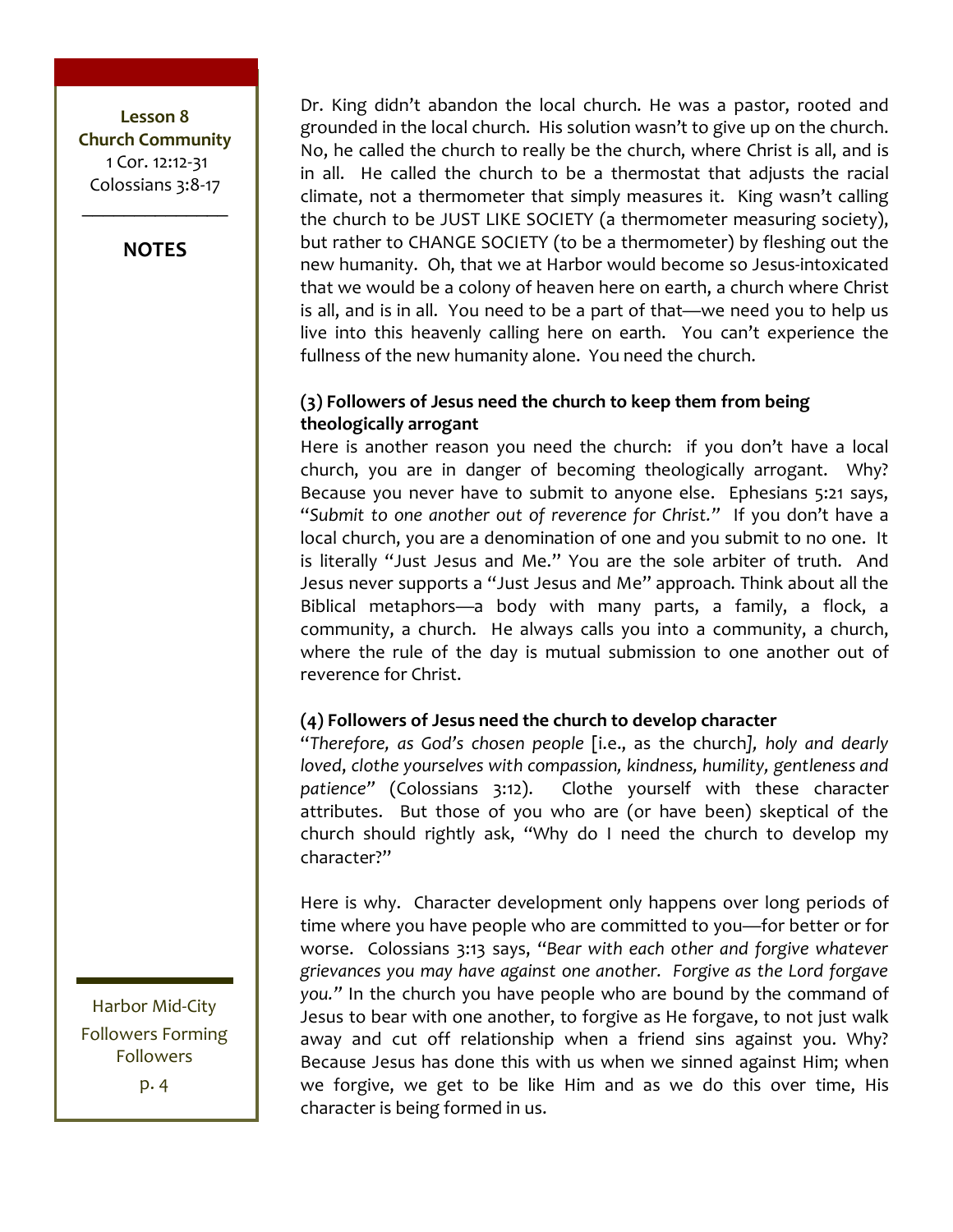**Lesson 8**
**Church Community**
1 Cor. 12:12-31
Colossians 3:8-17

**NOTES**

Dr. King didn't abandon the local church. He was a pastor, rooted and grounded in the local church. His solution wasn't to give up on the church. No, he called the church to really be the church, where Christ is all, and is in all. He called the church to be a thermostat that adjusts the racial climate, not a thermometer that simply measures it. King wasn't calling the church to be JUST LIKE SOCIETY (a thermometer measuring society), but rather to CHANGE SOCIETY (to be a thermometer) by fleshing out the new humanity. Oh, that we at Harbor would become so Jesus-intoxicated that we would be a colony of heaven here on earth, a church where Christ is all, and is in all. You need to be a part of that—we need you to help us live into this heavenly calling here on earth. You can't experience the fullness of the new humanity alone. You need the church.

**(3) Followers of Jesus need the church to keep them from being theologically arrogant**

Here is another reason you need the church: if you don't have a local church, you are in danger of becoming theologically arrogant. Why? Because you never have to submit to anyone else. Ephesians 5:21 says, "*Submit to one another out of reverence for Christ.*" If you don't have a local church, you are a denomination of one and you submit to no one. It is literally "Just Jesus and Me." You are the sole arbiter of truth. And Jesus never supports a "Just Jesus and Me" approach. Think about all the Biblical metaphors—a body with many parts, a family, a flock, a community, a church. He always calls you into a community, a church, where the rule of the day is mutual submission to one another out of reverence for Christ.

**(4) Followers of Jesus need the church to develop character**

"*Therefore, as God's chosen people* [i.e., as the church]*, holy and dearly loved, clothe yourselves with compassion, kindness, humility, gentleness and patience*" (Colossians 3:12). Clothe yourself with these character attributes. But those of you who are (or have been) skeptical of the church should rightly ask, "Why do I need the church to develop my character?"

Here is why. Character development only happens over long periods of time where you have people who are committed to you—for better or for worse. Colossians 3:13 says, "*Bear with each other and forgive whatever grievances you may have against one another. Forgive as the Lord forgave you.*" In the church you have people who are bound by the command of Jesus to bear with one another, to forgive as He forgave, to not just walk away and cut off relationship when a friend sins against you. Why? Because Jesus has done this with us when we sinned against Him; when we forgive, we get to be like Him and as we do this over time, His character is being formed in us.

Harbor Mid-City
Followers Forming Followers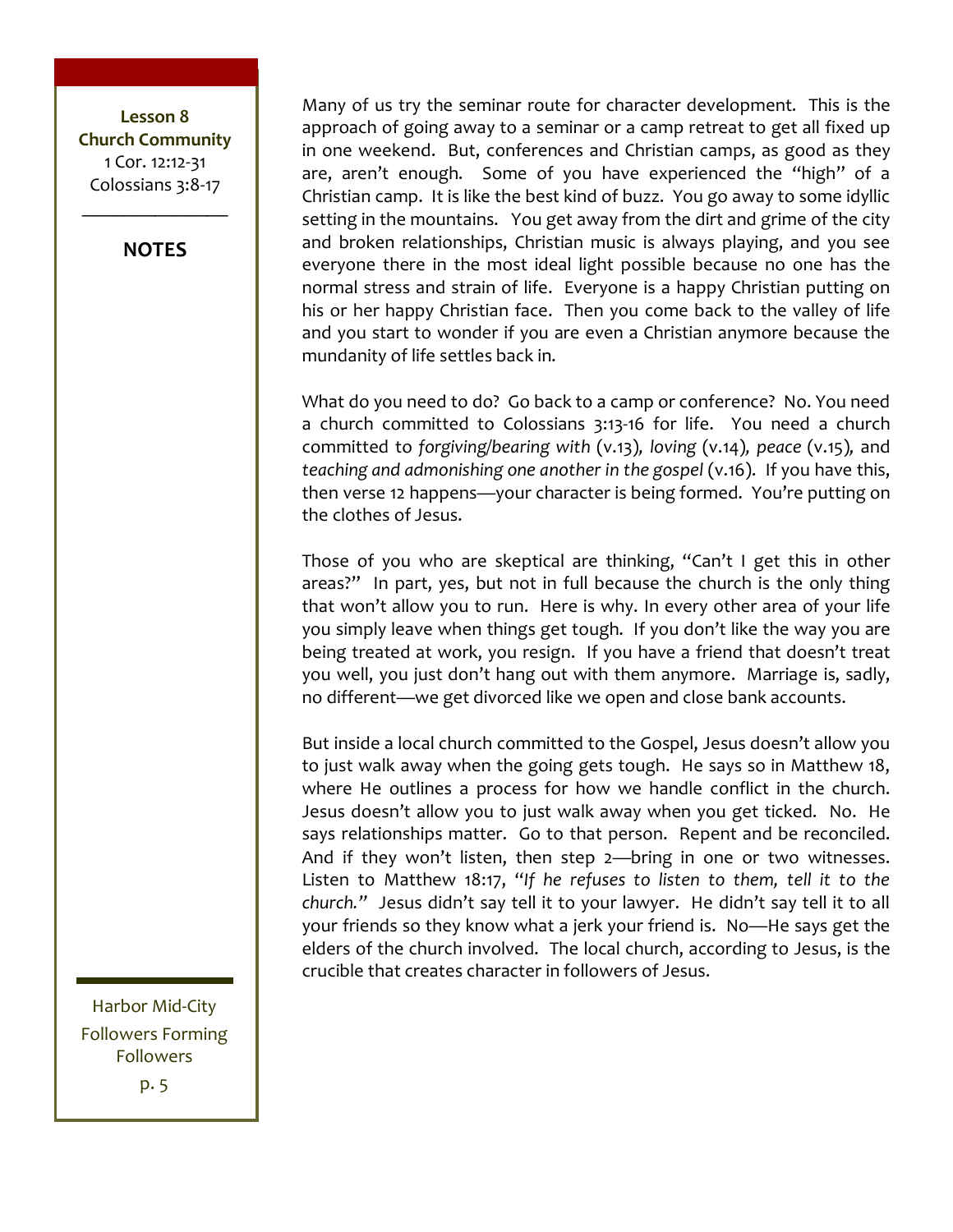**Lesson 8**
**Church Community**
1 Cor. 12:12-31
Colossians 3:8-17

**NOTES**

Many of us try the seminar route for character development. This is the approach of going away to a seminar or a camp retreat to get all fixed up in one weekend. But, conferences and Christian camps, as good as they are, aren't enough. Some of you have experienced the "high" of a Christian camp. It is like the best kind of buzz. You go away to some idyllic setting in the mountains. You get away from the dirt and grime of the city and broken relationships, Christian music is always playing, and you see everyone there in the most ideal light possible because no one has the normal stress and strain of life. Everyone is a happy Christian putting on his or her happy Christian face. Then you come back to the valley of life and you start to wonder if you are even a Christian anymore because the mundanity of life settles back in.

What do you need to do? Go back to a camp or conference? No. You need a church committed to Colossians 3:13-16 for life. You need a church committed to *forgiving/bearing with* (v.13)*, loving* (v.14)*, peace* (v.15)*,* and *teaching and admonishing one another in the gospel* (v.16). If you have this, then verse 12 happens—your character is being formed. You're putting on the clothes of Jesus.

Those of you who are skeptical are thinking, "Can't I get this in other areas?" In part, yes, but not in full because the church is the only thing that won't allow you to run. Here is why. In every other area of your life you simply leave when things get tough. If you don't like the way you are being treated at work, you resign. If you have a friend that doesn't treat you well, you just don't hang out with them anymore. Marriage is, sadly, no different—we get divorced like we open and close bank accounts.

But inside a local church committed to the Gospel, Jesus doesn't allow you to just walk away when the going gets tough. He says so in Matthew 18, where He outlines a process for how we handle conflict in the church. Jesus doesn't allow you to just walk away when you get ticked. No. He says relationships matter. Go to that person. Repent and be reconciled. And if they won't listen, then step 2—bring in one or two witnesses. Listen to Matthew 18:17, *"If he refuses to listen to them, tell it to the church."* Jesus didn't say tell it to your lawyer. He didn't say tell it to all your friends so they know what a jerk your friend is. No—He says get the elders of the church involved. The local church, according to Jesus, is the crucible that creates character in followers of Jesus.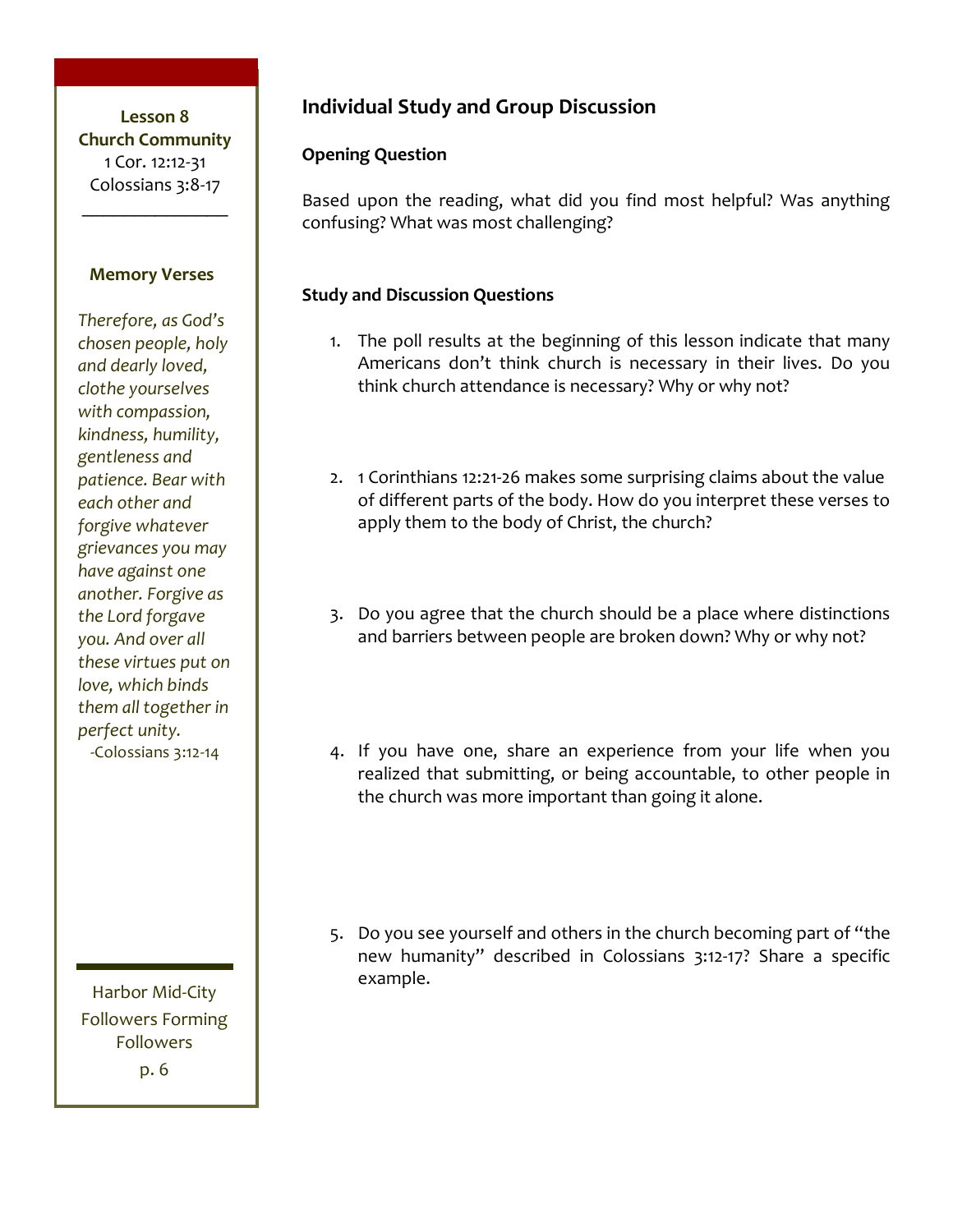**Lesson 8**
**Church Community**
1 Cor. 12:12-31
Colossians 3:8-17

**Memory Verses**

*Therefore, as God's chosen people, holy and dearly loved, clothe yourselves with compassion, kindness, humility, gentleness and patience. Bear with each other and forgive whatever grievances you may have against one another. Forgive as the Lord forgave you. And over all these virtues put on love, which binds them all together in perfect unity.*
-Colossians 3:12-14

Harbor Mid-City
Followers Forming Followers

## Individual Study and Group Discussion

### Opening Question

Based upon the reading, what did you find most helpful? Was anything confusing? What was most challenging?

### Study and Discussion Questions

1. The poll results at the beginning of this lesson indicate that many Americans don't think church is necessary in their lives. Do you think church attendance is necessary? Why or why not?

2. 1 Corinthians 12:21-26 makes some surprising claims about the value of different parts of the body. How do you interpret these verses to apply them to the body of Christ, the church?

3. Do you agree that the church should be a place where distinctions and barriers between people are broken down? Why or why not?

4. If you have one, share an experience from your life when you realized that submitting, or being accountable, to other people in the church was more important than going it alone.

5. Do you see yourself and others in the church becoming part of "the new humanity" described in Colossians 3:12-17? Share a specific example.